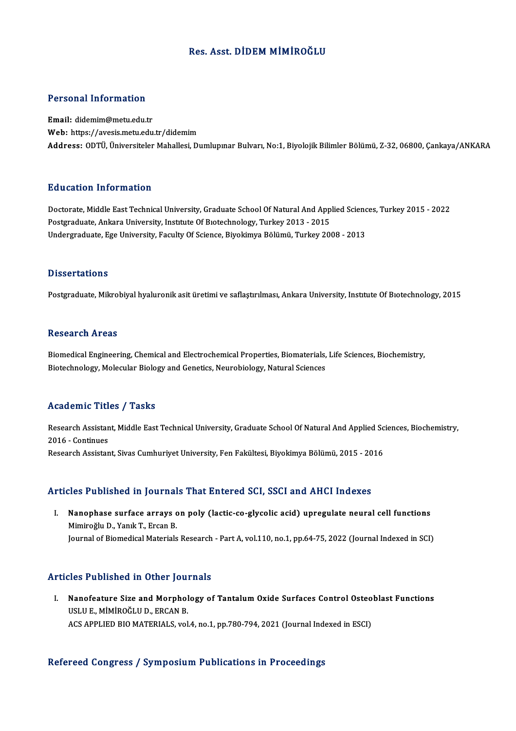# Res. Asst. DİDEM MİMİROĞLU

## Personal Information

**Email:** didemim@metu.edu.tr
**Web:** https://avesis.metu.edu.tr/didemim
**Address:** ODTÜ, Üniversiteler Mahallesi, Dumlupınar Bulvarı, No:1, Biyolojik Bilimler Bölümü, Z-32, 06800, Çankaya/ANKARA

## Education Information

Doctorate, Middle East Technical University, Graduate School Of Natural And Applied Sciences, Turkey 2015 - 2022
Postgraduate, Ankara University, Institute Of Biotechnology, Turkey 2013 - 2015
Undergraduate, Ege University, Faculty Of Science, Biyokimya Bölümü, Turkey 2008 - 2013

## Dissertations

Postgraduate, Mikrobiyal hyaluronik asit üretimi ve saflaştırılması, Ankara University, Institute Of Biotechnology, 2015

## Research Areas

Biomedical Engineering, Chemical and Electrochemical Properties, Biomaterials, Life Sciences, Biochemistry, Biotechnology, Molecular Biology and Genetics, Neurobiology, Natural Sciences

## Academic Titles / Tasks

Research Assistant, Middle East Technical University, Graduate School Of Natural And Applied Sciences, Biochemistry, 2016 - Continues
Research Assistant, Sivas Cumhuriyet University, Fen Fakültesi, Biyokimya Bölümü, 2015 - 2016

## Articles Published in Journals That Entered SCI, SSCI and AHCI Indexes

I. **Nanophase surface arrays on poly (lactic-co-glycolic acid) upregulate neural cell functions**
   Mimiroğlu D., Yanık T., Ercan B.
   Journal of Biomedical Materials Research - Part A, vol.110, no.1, pp.64-75, 2022 (Journal Indexed in SCI)

## Articles Published in Other Journals

I. **Nanofeature Size and Morphology of Tantalum Oxide Surfaces Control Osteoblast Functions**
   USLU E., MİMİROĞLU D., ERCAN B.
   ACS APPLIED BIO MATERIALS, vol.4, no.1, pp.780-794, 2021 (Journal Indexed in ESCI)

## Refereed Congress / Symposium Publications in Proceedings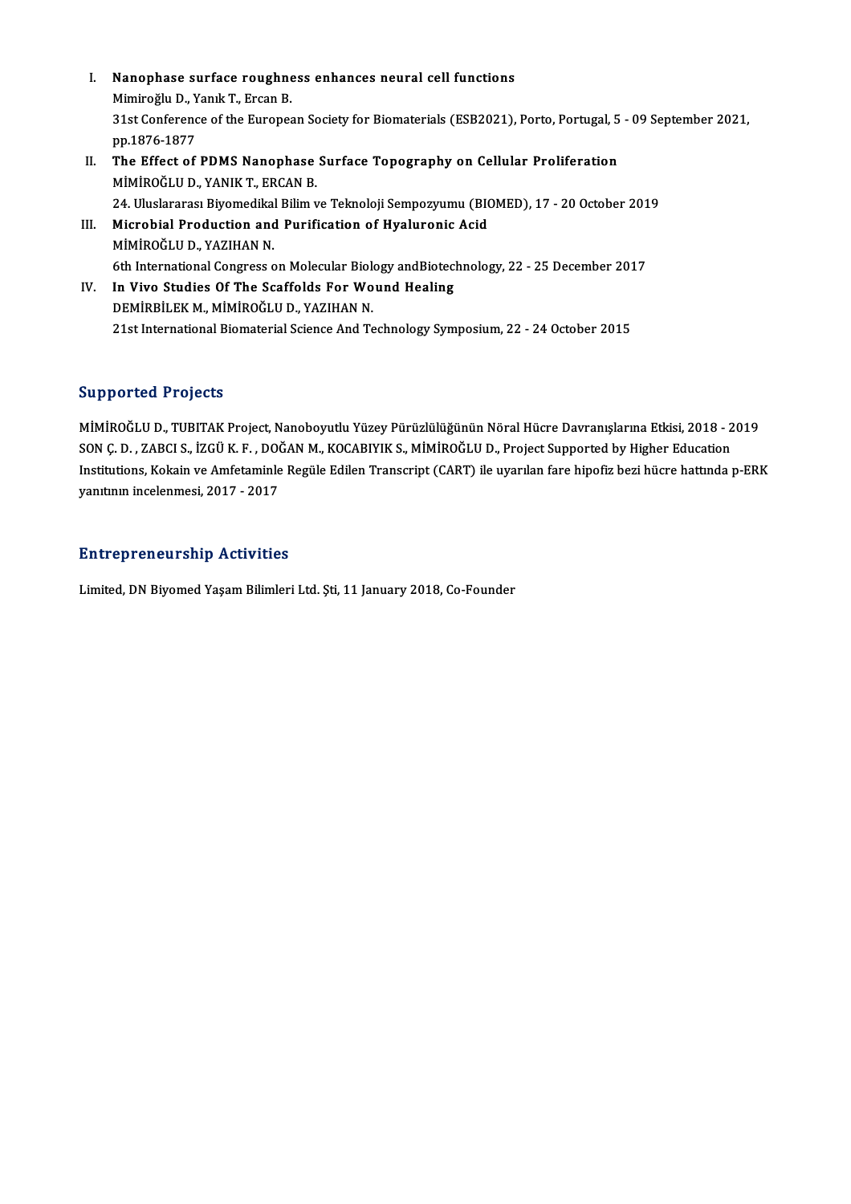I. **Nanophase surface roughness enhances neural cell functions**
   Mimiroğlu D., Yanık T., Ercan B.
   31st Conference of the European Society for Biomaterials (ESB2021), Porto, Portugal, 5 - 09 September 2021, pp.1876-1877
II. **The Effect of PDMS Nanophase Surface Topography on Cellular Proliferation**
   MİMİROĞLU D., YANIK T., ERCAN B.
   24. Uluslararası Biyomedikal Bilim ve Teknoloji Sempozyumu (BIOMED), 17 - 20 October 2019
III. **Microbial Production and Purification of Hyaluronic Acid**
   MİMİROĞLU D., YAZIHAN N.
   6th International Congress on Molecular Biology andBiotechnology, 22 - 25 December 2017
IV. **In Vivo Studies Of The Scaffolds For Wound Healing**
   DEMİRBİLEK M., MİMİROĞLU D., YAZIHAN N.
   21st International Biomaterial Science And Technology Symposium, 22 - 24 October 2015

## Supported Projects

MİMİROĞLU D., TUBITAK Project, Nanoboyutlu Yüzey Pürüzlülüğünün Nöral Hücre Davranışlarına Etkisi, 2018 - 2019
SON Ç. D. , ZABCI S., İZGÜ K. F. , DOĞAN M., KOCABIYIK S., MİMİROĞLU D., Project Supported by Higher Education Institutions, Kokain ve Amfetaminle Regüle Edilen Transcript (CART) ile uyarılan fare hipofiz bezi hücre hattında p-ERK yanıtının incelenmesi, 2017 - 2017

## Entrepreneurship Activities

Limited, DN Biyomed Yaşam Bilimleri Ltd. Şti, 11 January 2018, Co-Founder